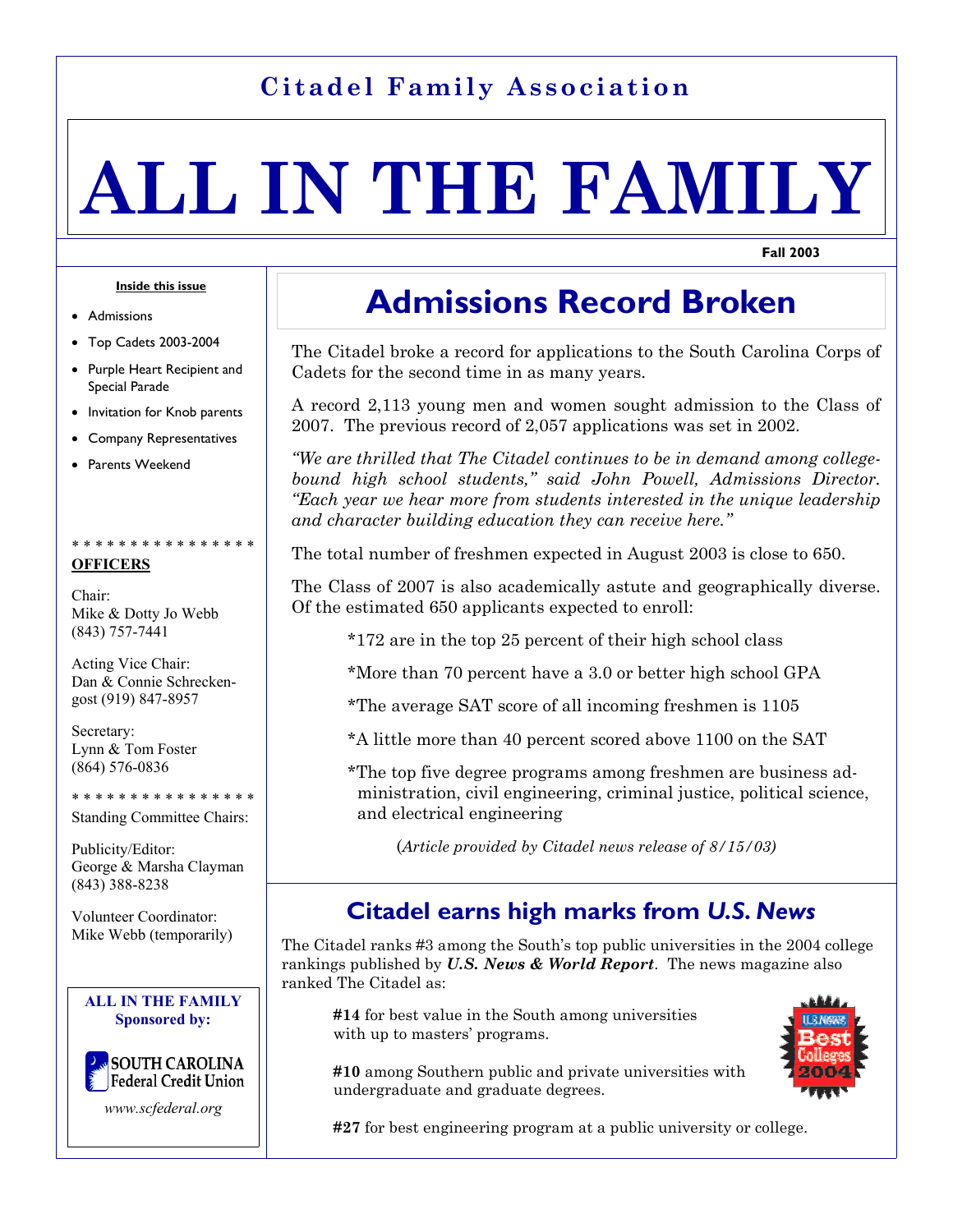# Citadel Family Association

# ALL IN THE FAMILY

**Fall 2003**

**Inside this issue**

- Admissions
- Top Cadets 2003-2004
- Purple Heart Recipient and Special Parade
- Invitation for Knob parents
- Company Representatives
- Parents Weekend

* * * * * * * * * * * * * * * *

**OFFICERS**

Chair:
Mike & Dotty Jo Webb
(843) 757-7441

Acting Vice Chair:
Dan & Connie Schreckengost (919) 847-8957

Secretary:
Lynn & Tom Foster
(864) 576-0836

* * * * * * * * * * * * * * * *

Standing Committee Chairs:

Publicity/Editor:
George & Marsha Clayman
(843) 388-8238

Volunteer Coordinator:
Mike Webb (temporarily)

**ALL IN THE FAMILY Sponsored by:**

SOUTH CAROLINA Federal Credit Union

*www.scfederal.org*

## Admissions Record Broken

The Citadel broke a record for applications to the South Carolina Corps of Cadets for the second time in as many years.

A record 2,113 young men and women sought admission to the Class of 2007. The previous record of 2,057 applications was set in 2002.

*"We are thrilled that The Citadel continues to be in demand among college-bound high school students," said John Powell, Admissions Director. "Each year we hear more from students interested in the unique leadership and character building education they can receive here."*

The total number of freshmen expected in August 2003 is close to 650.

The Class of 2007 is also academically astute and geographically diverse. Of the estimated 650 applicants expected to enroll:

*172 are in the top 25 percent of their high school class

*More than 70 percent have a 3.0 or better high school GPA

*The average SAT score of all incoming freshmen is 1105

*A little more than 40 percent scored above 1100 on the SAT

*The top five degree programs among freshmen are business administration, civil engineering, criminal justice, political science, and electrical engineering

(*Article provided by Citadel news release of 8/15/03)*

## Citadel earns high marks from *U.S. News*

The Citadel ranks #3 among the South's top public universities in the 2004 college rankings published by ***U.S. News & World Report***. The news magazine also ranked The Citadel as:

**#14** for best value in the South among universities with up to masters' programs.

**#10** among Southern public and private universities with undergraduate and graduate degrees.

**#27** for best engineering program at a public university or college.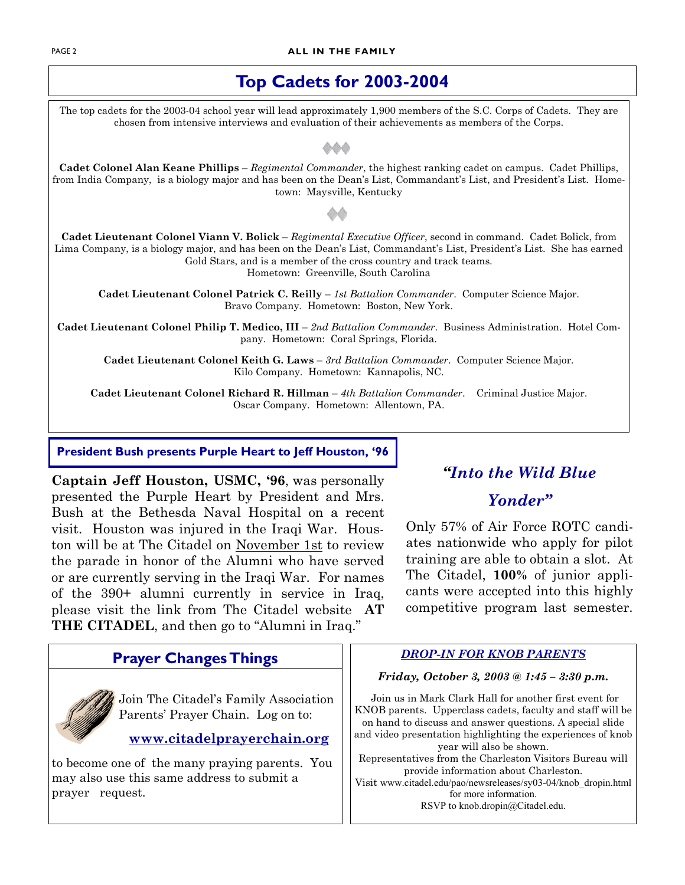## Top Cadets for 2003-2004

The top cadets for the 2003-04 school year will lead approximately 1,900 members of the S.C. Corps of Cadets. They are chosen from intensive interviews and evaluation of their achievements as members of the Corps.

**Cadet Colonel Alan Keane Phillips** – *Regimental Commander*, the highest ranking cadet on campus. Cadet Phillips, from India Company, is a biology major and has been on the Dean's List, Commandant's List, and President's List. Hometown: Maysville, Kentucky

**Cadet Lieutenant Colonel Viann V. Bolick** – *Regimental Executive Officer*, second in command. Cadet Bolick, from Lima Company, is a biology major, and has been on the Dean's List, Commandant's List, President's List. She has earned Gold Stars, and is a member of the cross country and track teams.
Hometown: Greenville, South Carolina

**Cadet Lieutenant Colonel Patrick C. Reilly** – *1st Battalion Commander*. Computer Science Major. Bravo Company. Hometown: Boston, New York.

**Cadet Lieutenant Colonel Philip T. Medico, III** – *2nd Battalion Commander*. Business Administration. Hotel Company. Hometown: Coral Springs, Florida.

**Cadet Lieutenant Colonel Keith G. Laws** – *3rd Battalion Commander*. Computer Science Major. Kilo Company. Hometown: Kannapolis, NC.

**Cadet Lieutenant Colonel Richard R. Hillman** – *4th Battalion Commander*. Criminal Justice Major. Oscar Company. Hometown: Allentown, PA.

### President Bush presents Purple Heart to Jeff Houston, '96

**Captain Jeff Houston, USMC, '96**, was personally presented the Purple Heart by President and Mrs. Bush at the Bethesda Naval Hospital on a recent visit. Houston was injured in the Iraqi War. Houston will be at The Citadel on November 1st to review the parade in honor of the Alumni who have served or are currently serving in the Iraqi War. For names of the 390+ alumni currently in service in Iraq, please visit the link from The Citadel website **AT THE CITADEL**, and then go to "Alumni in Iraq."

### *"Into the Wild Blue Yonder"*

Only 57% of Air Force ROTC candiates nationwide who apply for pilot training are able to obtain a slot. At The Citadel, **100%** of junior applicants were accepted into this highly competitive program last semester.

### Prayer Changes Things

Join The Citadel's Family Association Parents' Prayer Chain. Log on to:

**www.citadelprayerchain.org**

to become one of the many praying parents. You may also use this same address to submit a prayer request.

### *DROP-IN FOR KNOB PARENTS*

***Friday, October 3, 2003 @ 1:45 – 3:30 p.m.***

Join us in Mark Clark Hall for another first event for KNOB parents. Upperclass cadets, faculty and staff will be on hand to discuss and answer questions. A special slide and video presentation highlighting the experiences of knob year will also be shown.
Representatives from the Charleston Visitors Bureau will provide information about Charleston.
Visit www.citadel.edu/pao/newsreleases/sy03-04/knob_dropin.html for more information.
RSVP to knob.dropin@Citadel.edu.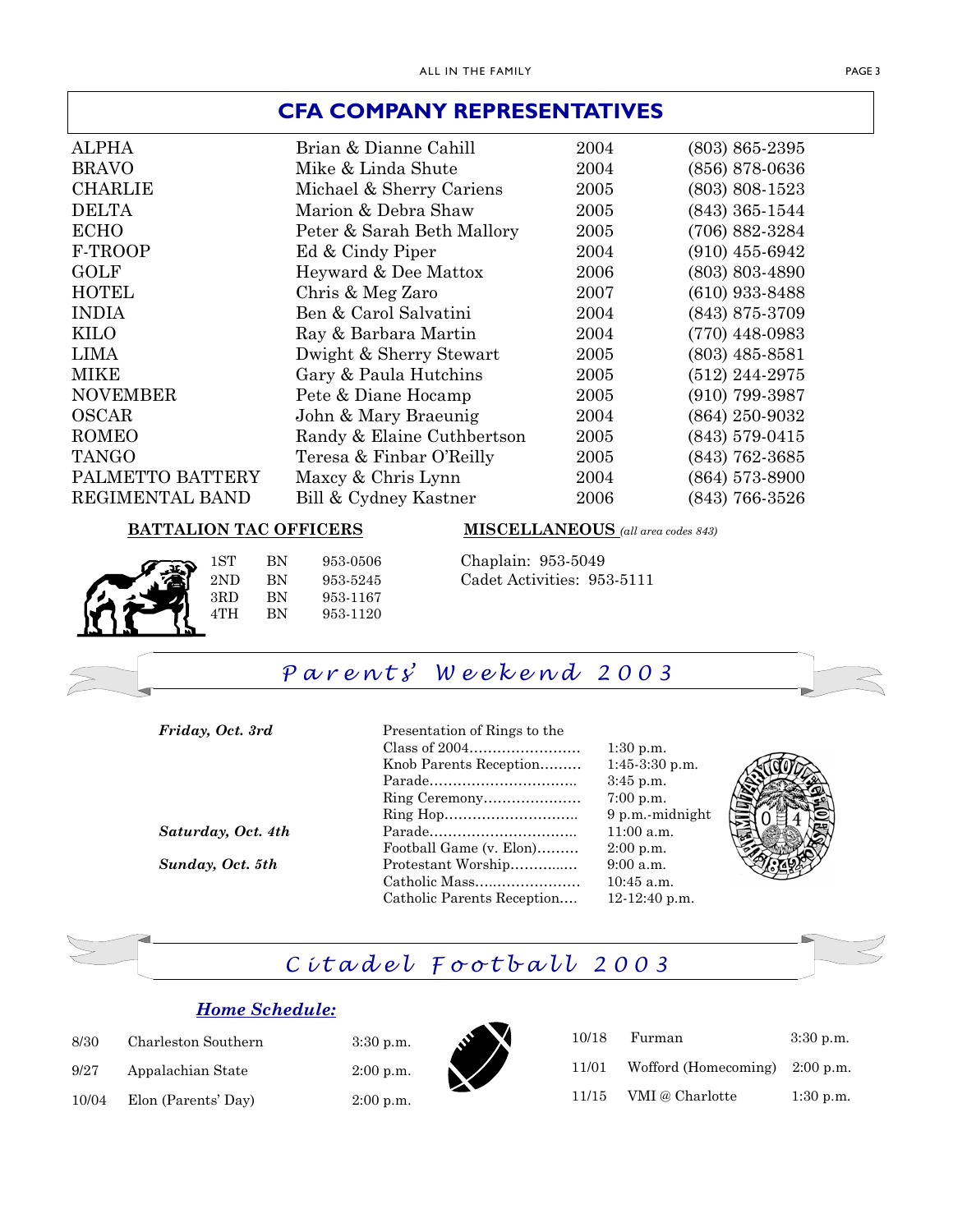## CFA COMPANY REPRESENTATIVES

| | | | |
|---|---|---|---|
| ALPHA | Brian & Dianne Cahill | 2004 | (803) 865-2395 |
| BRAVO | Mike & Linda Shute | 2004 | (856) 878-0636 |
| CHARLIE | Michael & Sherry Cariens | 2005 | (803) 808-1523 |
| DELTA | Marion & Debra Shaw | 2005 | (843) 365-1544 |
| ECHO | Peter & Sarah Beth Mallory | 2005 | (706) 882-3284 |
| F-TROOP | Ed & Cindy Piper | 2004 | (910) 455-6942 |
| GOLF | Heyward & Dee Mattox | 2006 | (803) 803-4890 |
| HOTEL | Chris & Meg Zaro | 2007 | (610) 933-8488 |
| INDIA | Ben & Carol Salvatini | 2004 | (843) 875-3709 |
| KILO | Ray & Barbara Martin | 2004 | (770) 448-0983 |
| LIMA | Dwight & Sherry Stewart | 2005 | (803) 485-8581 |
| MIKE | Gary & Paula Hutchins | 2005 | (512) 244-2975 |
| NOVEMBER | Pete & Diane Hocamp | 2005 | (910) 799-3987 |
| OSCAR | John & Mary Braeunig | 2004 | (864) 250-9032 |
| ROMEO | Randy & Elaine Cuthbertson | 2005 | (843) 579-0415 |
| TANGO | Teresa & Finbar O'Reilly | 2005 | (843) 762-3685 |
| PALMETTO BATTERY | Maxcy & Chris Lynn | 2004 | (864) 573-8900 |
| REGIMENTAL BAND | Bill & Cydney Kastner | 2006 | (843) 766-3526 |

**BATTALION TAC OFFICERS**

| | | |
|---|---|---|
| 1ST | BN | 953-0506 |
| 2ND | BN | 953-5245 |
| 3RD | BN | 953-1167 |
| 4TH | BN | 953-1120 |

**MISCELLANEOUS** *(all area codes 843)*

Chaplain: 953-5049
Cadet Activities: 953-5111

## *Parents' Weekend 2003*

| | | |
|---|---|---|
| ***Friday, Oct. 3rd*** | Presentation of Rings to the Class of 2004…………………… | 1:30 p.m. |
| | Knob Parents Reception……… | 1:45-3:30 p.m. |
| | Parade………………………….. | 3:45 p.m. |
| | Ring Ceremony………………… | 7:00 p.m. |
| | Ring Hop……………………….. | 9 p.m.-midnight |
| ***Saturday, Oct. 4th*** | Parade………………………….. | 11:00 a.m. |
| | Football Game (v. Elon)……… | 2:00 p.m. |
| ***Sunday, Oct. 5th*** | Protestant Worship………..…. | 9:00 a.m. |
| | Catholic Mass………………… | 10:45 a.m. |
| | Catholic Parents Reception…. | 12-12:40 p.m. |

## *Citadel Football 2003*

***Home Schedule:***

| | | |
|---|---|---|
| 8/30 | Charleston Southern | 3:30 p.m. |
| 9/27 | Appalachian State | 2:00 p.m. |
| 10/04 | Elon (Parents' Day) | 2:00 p.m. |
| 10/18 | Furman | 3:30 p.m. |
| 11/01 | Wofford (Homecoming) | 2:00 p.m. |
| 11/15 | VMI @ Charlotte | 1:30 p.m. |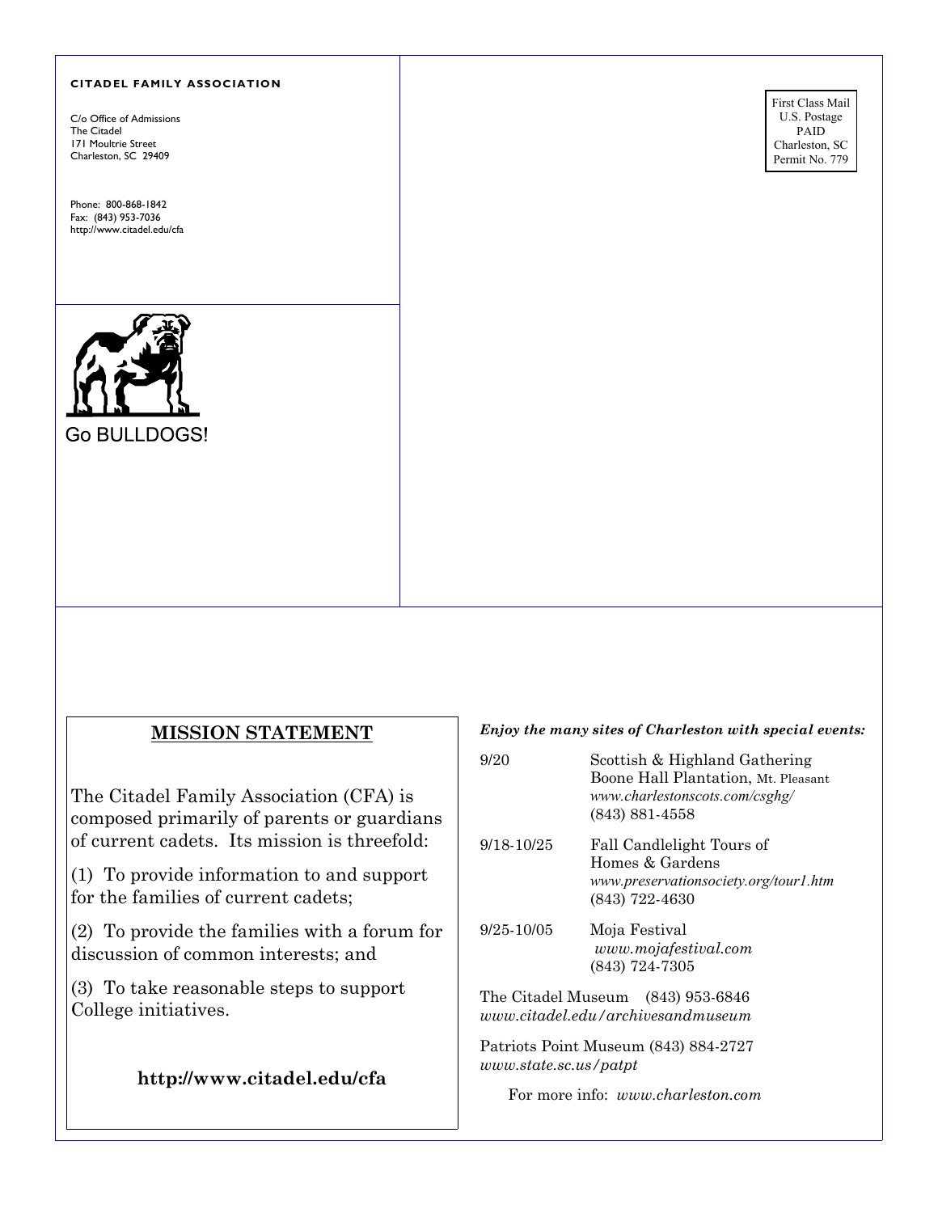**CITADEL FAMILY ASSOCIATION**

C/o Office of Admissions
The Citadel
171 Moultrie Street
Charleston, SC 29409

Phone: 800-868-1842
Fax: (843) 953-7036
http://www.citadel.edu/cfa

First Class Mail
U.S. Postage
PAID
Charleston, SC
Permit No. 779

Go BULLDOGS!

## MISSION STATEMENT

The Citadel Family Association (CFA) is composed primarily of parents or guardians of current cadets. Its mission is threefold:

(1) To provide information to and support for the families of current cadets;

(2) To provide the families with a forum for discussion of common interests; and

(3) To take reasonable steps to support College initiatives.

**http://www.citadel.edu/cfa**

***Enjoy the many sites of Charleston with special events:***

| | |
|---|---|
| 9/20 | Scottish & Highland Gathering<br>Boone Hall Plantation, Mt. Pleasant<br>*www.charlestonscots.com/csghg/*<br>(843) 881-4558 |
| 9/18-10/25 | Fall Candlelight Tours of<br>Homes & Gardens<br>*www.preservationsociety.org/tour1.htm*<br>(843) 722-4630 |
| 9/25-10/05 | Moja Festival<br>*www.mojafestival.com*<br>(843) 724-7305 |

The Citadel Museum (843) 953-6846
*www.citadel.edu/archivesandmuseum*

Patriots Point Museum (843) 884-2727
*www.state.sc.us/patpt*

For more info: *www.charleston.com*